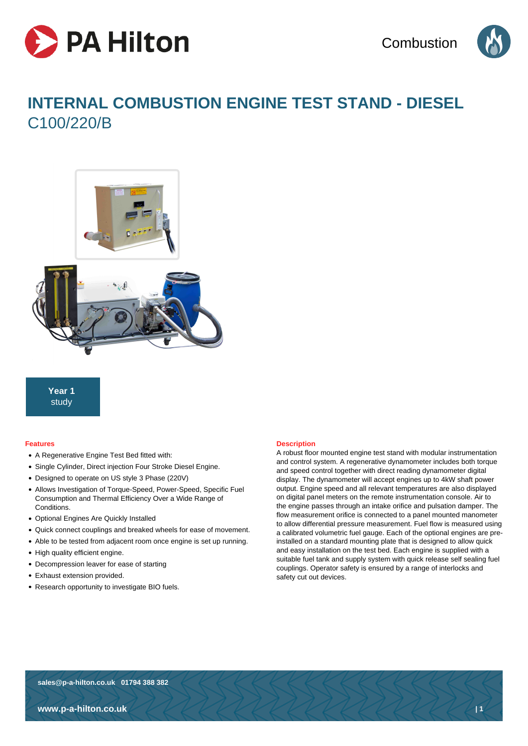# INTERNAL COMBUSTION ENGINE TEST STAND - DIESEL

## C100/220/B

**Year 1** study

### Features

- A Regenerative Engine Test Bed fitted with:
- Single Cylinder, Direct injection Four Stroke Diesel Engine.
- Designed to operate on US style 3 Phase (220V)
- Allows Investigation of Torque-Speed, Power-Speed, Specific Fuel Consumption and Thermal Efficiency Over a Wide Range of Conditions.
- Optional Engines Are Quickly Installed
- Quick connect couplings and breaked wheels for ease of movement.
- Able to be tested from adjacent room once engine is set up running.
- High quality efficient engine.
- Decompression leaver for ease of starting
- Exhaust extension provided.
- Research opportunity to investigate BIO fuels.

### Description

A robust floor mounted engine test stand with modular instrumentation and control system. A regenerative dynamometer includes both torque and speed control together with direct reading dynamometer digital display. The dynamometer will accept engines up to 4kW shaft power output. Engine speed and all relevant temperatures are also displayed on digital panel meters on the remote instrumentation console. Air to the engine passes through an intake orifice and pulsation damper. The flow measurement orifice is connected to a panel mounted manometer to allow differential pressure measurement. Fuel flow is measured using a calibrated volumetric fuel gauge. Each of the optional engines are pre-installed on a standard mounting plate that is designed to allow quick and easy installation on the test bed. Each engine is supplied with a suitable fuel tank and supply system with quick release self sealing fuel couplings. Operator safety is ensured by a range of interlocks and safety cut out devices.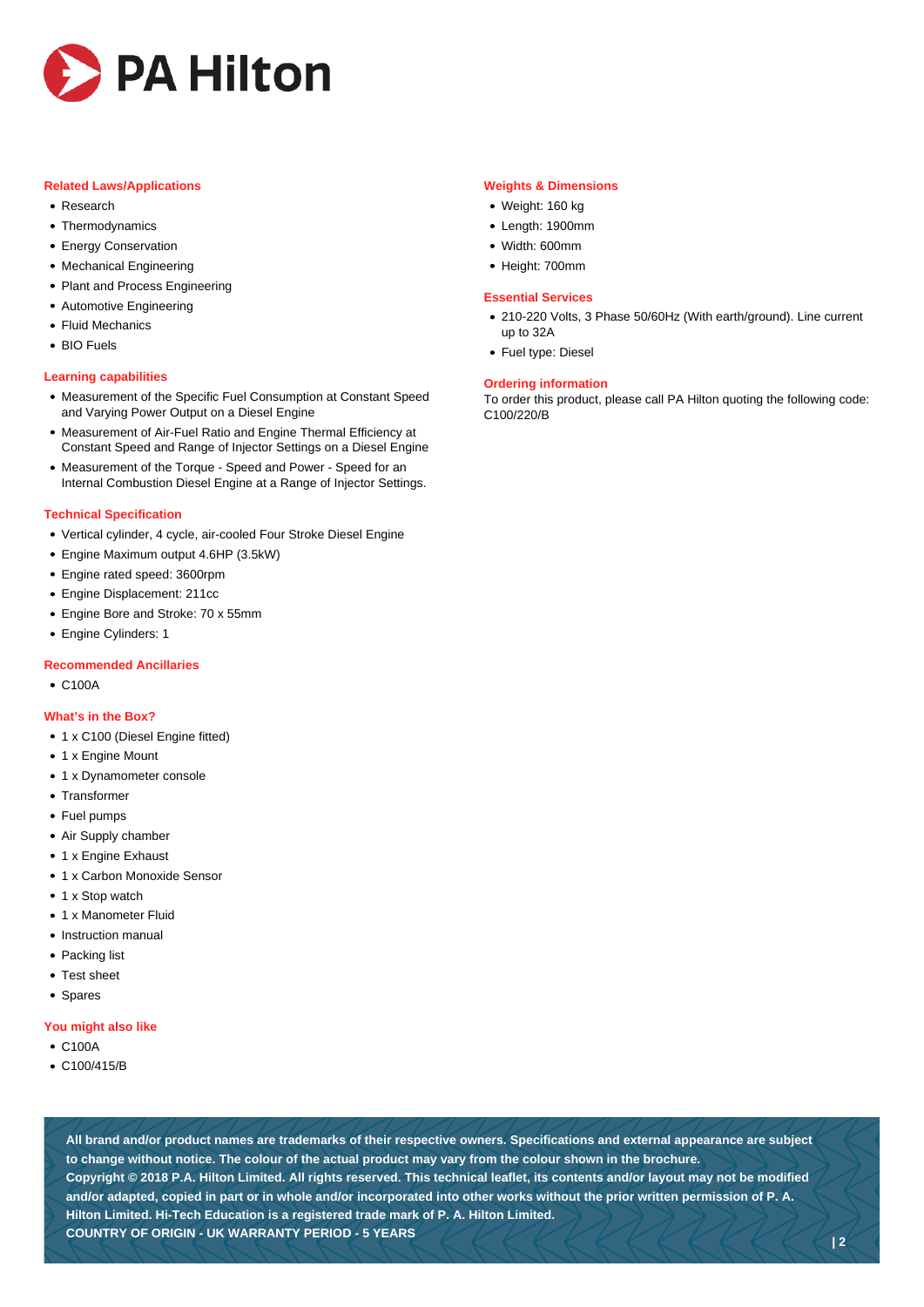# PA Hilton

## Related Laws/Applications

- Research
- Thermodynamics
- Energy Conservation
- Mechanical Engineering
- Plant and Process Engineering
- Automotive Engineering
- Fluid Mechanics
- BIO Fuels

## Learning capabilities

- Measurement of the Specific Fuel Consumption at Constant Speed and Varying Power Output on a Diesel Engine
- Measurement of Air-Fuel Ratio and Engine Thermal Efficiency at Constant Speed and Range of Injector Settings on a Diesel Engine
- Measurement of the Torque - Speed and Power - Speed for an Internal Combustion Diesel Engine at a Range of Injector Settings.

## Technical Specification

- Vertical cylinder, 4 cycle, air-cooled Four Stroke Diesel Engine
- Engine Maximum output 4.6HP (3.5kW)
- Engine rated speed: 3600rpm
- Engine Displacement: 211cc
- Engine Bore and Stroke: 70 x 55mm
- Engine Cylinders: 1

## Recommended Ancillaries

- C100A

## What's in the Box?

- 1 x C100 (Diesel Engine fitted)
- 1 x Engine Mount
- 1 x Dynamometer console
- Transformer
- Fuel pumps
- Air Supply chamber
- 1 x Engine Exhaust
- 1 x Carbon Monoxide Sensor
- 1 x Stop watch
- 1 x Manometer Fluid
- Instruction manual
- Packing list
- Test sheet
- Spares

## You might also like

- C100A
- C100/415/B

## Weights & Dimensions

- Weight: 160 kg
- Length: 1900mm
- Width: 600mm
- Height: 700mm

## Essential Services

- 210-220 Volts, 3 Phase 50/60Hz (With earth/ground). Line current up to 32A
- Fuel type: Diesel

## Ordering information

To order this product, please call PA Hilton quoting the following code: C100/220/B

**All brand and/or product names are trademarks of their respective owners. Specifications and external appearance are subject to change without notice. The colour of the actual product may vary from the colour shown in the brochure. Copyright © 2018 P.A. Hilton Limited. All rights reserved. This technical leaflet, its contents and/or layout may not be modified and/or adapted, copied in part or in whole and/or incorporated into other works without the prior written permission of P. A. Hilton Limited. Hi-Tech Education is a registered trade mark of P. A. Hilton Limited.**

**COUNTRY OF ORIGIN - UK WARRANTY PERIOD - 5 YEARS**